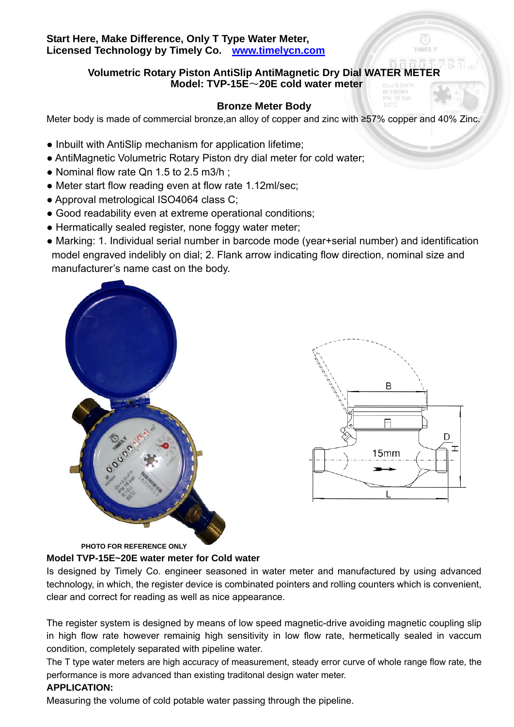**Start Here, Make Difference, Only T Type Water Meter,**
**Licensed Technology by Timely Co.** [www.timelycn.com](http://www.timelycn.com)

## Volumetric Rotary Piston AntiSlip AntiMagnetic Dry Dial WATER METER
## Model: TVP-15E～20E cold water meter

### Bronze Meter Body

Meter body is made of commercial bronze,an alloy of copper and zinc with ≥57% copper and 40% Zinc.

- Inbuilt with AntiSlip mechanism for application lifetime;
- AntiMagnetic Volumetric Rotary Piston dry dial meter for cold water;
- Nominal flow rate Qn 1.5 to 2.5 m3/h ;
- Meter start flow reading even at flow rate 1.12ml/sec;
- Approval metrological ISO4064 class C;
- Good readability even at extreme operational conditions;
- Hermatically sealed register, none foggy water meter;
- Marking: 1. Individual serial number in barcode mode (year+serial number) and identification model engraved indelibly on dial; 2. Flank arrow indicating flow direction, nominal size and manufacturer's name cast on the body.

PHOTO FOR REFERENCE ONLY

**Model TVP-15E~20E water meter for Cold water**

Is designed by Timely Co. engineer seasoned in water meter and manufactured by using advanced technology, in which, the register device is combinated pointers and rolling counters which is convenient, clear and correct for reading as well as nice appearance.

The register system is designed by means of low speed magnetic-drive avoiding magnetic coupling slip in high flow rate however remainig high sensitivity in low flow rate, hermetically sealed in vaccum condition, completely separated with pipeline water.

The T type water meters are high accuracy of measurement, steady error curve of whole range flow rate, the performance is more advanced than existing traditonal design water meter.

**APPLICATION:**

Measuring the volume of cold potable water passing through the pipeline.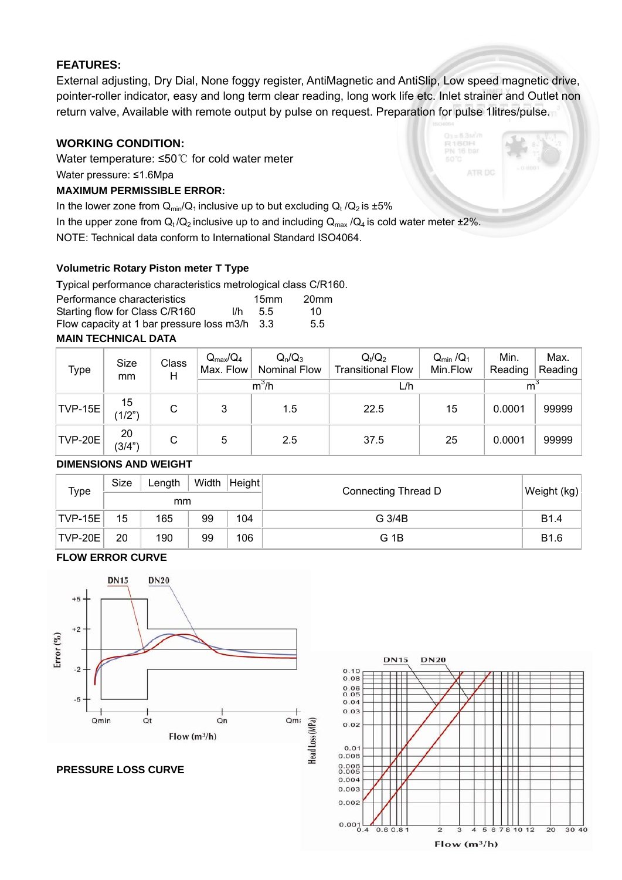**FEATURES:**

External adjusting, Dry Dial, None foggy register, AntiMagnetic and AntiSlip, Low speed magnetic drive, pointer-roller indicator, easy and long term clear reading, long work life etc. Inlet strainer and Outlet non return valve, Available with remote output by pulse on request. Preparation for pulse 1litres/pulse.

**WORKING CONDITION:**

Water temperature: ≤50℃ for cold water meter

Water pressure: ≤1.6Mpa

**MAXIMUM PERMISSIBLE ERROR:**

In the lower zone from $Q_{min}/Q_1$ inclusive up to but excluding $Q_t$ /$Q_2$ is ±5%

In the upper zone from $Q_t$/$Q_2$ inclusive up to and including $Q_{max}$ /$Q_4$ is cold water meter ±2%.

NOTE: Technical data conform to International Standard ISO4064.

**Volumetric Rotary Piston meter T Type**

**T**ypical performance characteristics metrological class C/R160.

| Performance characteristics | | 15mm | 20mm |
|---|---|---|---|
| Starting flow for Class C/R160 | l/h | 5.5 | 10 |
| Flow capacity at 1 bar pressure loss m3/h | | 3.3 | 5.5 |

**MAIN TECHNICAL DATA**

| Type | Size mm | Class H | $Q_{max}/Q_4$ Max. Flow | $Q_n/Q_3$ Nominal Flow | $Q_t/Q_2$ Transitional Flow | $Q_{min}/Q_1$ Min.Flow | Min. Reading | Max. Reading |
|---|---|---|---|---|---|---|---|---|
| | | | $m^3/h$ | | L/h | | $m^3$ | |
| TVP-15E | 15 (1/2") | C | 3 | 1.5 | 22.5 | 15 | 0.0001 | 99999 |
| TVP-20E | 20 (3/4") | C | 5 | 2.5 | 37.5 | 25 | 0.0001 | 99999 |

**DIMENSIONS AND WEIGHT**

| Type | Size | Length | Width | Height | Connecting Thread D | Weight (kg) |
|---|---|---|---|---|---|---|
| | mm | | | | | |
| TVP-15E | 15 | 165 | 99 | 104 | G 3/4B | B1.4 |
| TVP-20E | 20 | 190 | 99 | 106 | G 1B | B1.6 |

**FLOW ERROR CURVE**

**PRESSURE LOSS CURVE**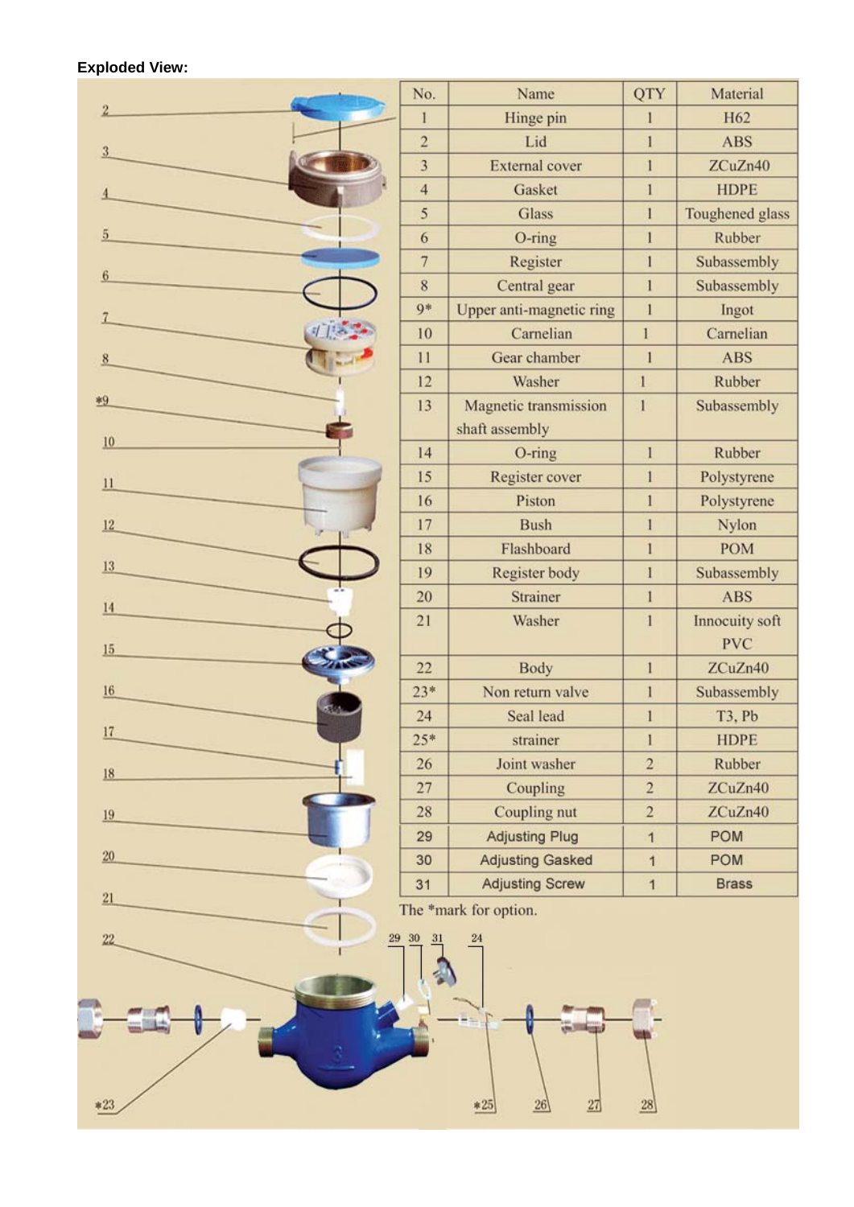**Exploded View:**

| No. | Name | QTY | Material |
|---|---|---|---|
| 1 | Hinge pin | 1 | H62 |
| 2 | Lid | 1 | ABS |
| 3 | External cover | 1 | ZCuZn40 |
| 4 | Gasket | 1 | HDPE |
| 5 | Glass | 1 | Toughened glass |
| 6 | O-ring | 1 | Rubber |
| 7 | Register | 1 | Subassembly |
| 8 | Central gear | 1 | Subassembly |
| 9* | Upper anti-magnetic ring | 1 | Ingot |
| 10 | Carnelian | 1 | Carnelian |
| 11 | Gear chamber | 1 | ABS |
| 12 | Washer | 1 | Rubber |
| 13 | Magnetic transmission shaft assembly | 1 | Subassembly |
| 14 | O-ring | 1 | Rubber |
| 15 | Register cover | 1 | Polystyrene |
| 16 | Piston | 1 | Polystyrene |
| 17 | Bush | 1 | Nylon |
| 18 | Flashboard | 1 | POM |
| 19 | Register body | 1 | Subassembly |
| 20 | Strainer | 1 | ABS |
| 21 | Washer | 1 | Innocuity soft PVC |
| 22 | Body | 1 | ZCuZn40 |
| 23* | Non return valve | 1 | Subassembly |
| 24 | Seal lead | 1 | T3, Pb |
| 25* | strainer | 1 | HDPE |
| 26 | Joint washer | 2 | Rubber |
| 27 | Coupling | 2 | ZCuZn40 |
| 28 | Coupling nut | 2 | ZCuZn40 |
| 29 | Adjusting Plug | 1 | POM |
| 30 | Adjusting Gasked | 1 | POM |
| 31 | Adjusting Screw | 1 | Brass |

The *mark for option.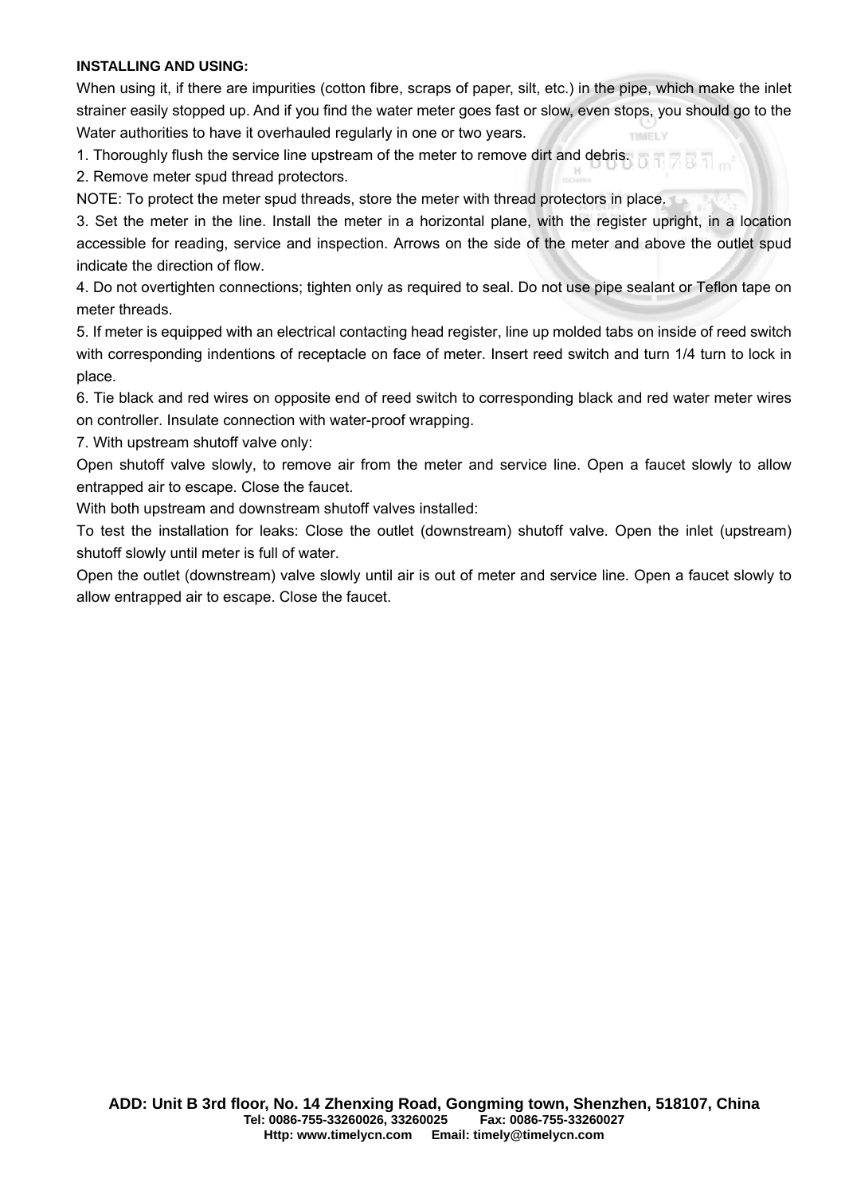**INSTALLING AND USING:**

When using it, if there are impurities (cotton fibre, scraps of paper, silt, etc.) in the pipe, which make the inlet strainer easily stopped up. And if you find the water meter goes fast or slow, even stops, you should go to the Water authorities to have it overhauled regularly in one or two years.

1. Thoroughly flush the service line upstream of the meter to remove dirt and debris.
2. Remove meter spud thread protectors.

NOTE: To protect the meter spud threads, store the meter with thread protectors in place.

3. Set the meter in the line. Install the meter in a horizontal plane, with the register upright, in a location accessible for reading, service and inspection. Arrows on the side of the meter and above the outlet spud indicate the direction of flow.
4. Do not overtighten connections; tighten only as required to seal. Do not use pipe sealant or Teflon tape on meter threads.
5. If meter is equipped with an electrical contacting head register, line up molded tabs on inside of reed switch with corresponding indentions of receptacle on face of meter. Insert reed switch and turn 1/4 turn to lock in place.
6. Tie black and red wires on opposite end of reed switch to corresponding black and red water meter wires on controller. Insulate connection with water-proof wrapping.
7. With upstream shutoff valve only:

Open shutoff valve slowly, to remove air from the meter and service line. Open a faucet slowly to allow entrapped air to escape. Close the faucet.

With both upstream and downstream shutoff valves installed:

To test the installation for leaks: Close the outlet (downstream) shutoff valve. Open the inlet (upstream) shutoff slowly until meter is full of water.

Open the outlet (downstream) valve slowly until air is out of meter and service line. Open a faucet slowly to allow entrapped air to escape. Close the faucet.